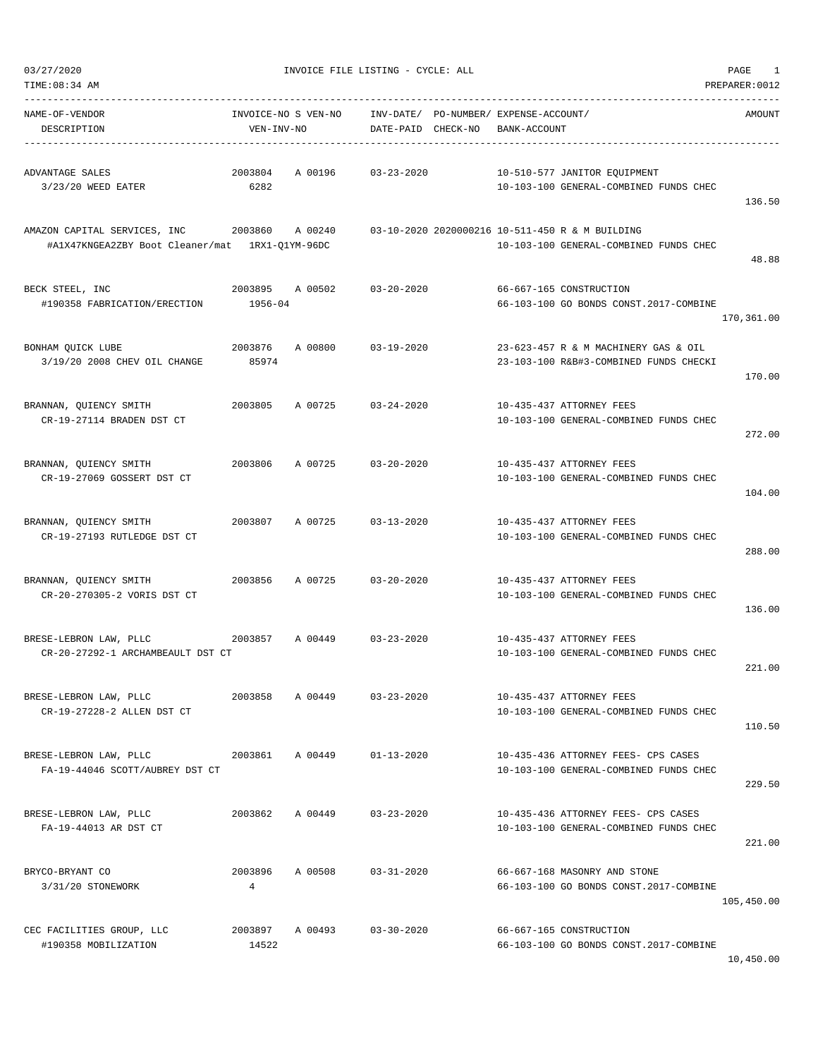03/27/2020 INVOICE FILE LISTING - CYCLE: ALL PAGE 1
TIME:08:34 AM PREPARER:0012

| NAME-OF-VENDOR / DESCRIPTION | INVOICE-NO / VEN-INV-NO | S VEN-NO | INV-DATE/ DATE-PAID | PO-NUMBER/ CHECK-NO | EXPENSE-ACCOUNT/ BANK-ACCOUNT | AMOUNT |
|---|---|---|---|---|---|---|
| ADVANTAGE SALES<br>3/23/20 WEED EATER | 2003804<br>6282 | A 00196 | 03-23-2020 | | 10-510-577 JANITOR EQUIPMENT<br>10-103-100 GENERAL-COMBINED FUNDS CHEC | 136.50 |
| AMAZON CAPITAL SERVICES, INC<br>#A1X47KNGEA2ZBY Boot Cleaner/mat | 2003860<br>1RX1-Q1YM-96DC | A 00240 | 03-10-2020 | 2020000216 | 10-511-450 R & M BUILDING<br>10-103-100 GENERAL-COMBINED FUNDS CHEC | 48.88 |
| BECK STEEL, INC<br>#190358 FABRICATION/ERECTION | 2003895<br>1956-04 | A 00502 | 03-20-2020 | | 66-667-165 CONSTRUCTION<br>66-103-100 GO BONDS CONST.2017-COMBINE | 170,361.00 |
| BONHAM QUICK LUBE<br>3/19/20 2008 CHEV OIL CHANGE | 2003876<br>85974 | A 00800 | 03-19-2020 | | 23-623-457 R & M MACHINERY GAS & OIL<br>23-103-100 R&B#3-COMBINED FUNDS CHECKI | 170.00 |
| BRANNAN, QUIENCY SMITH<br>CR-19-27114 BRADEN DST CT | 2003805 | A 00725 | 03-24-2020 | | 10-435-437 ATTORNEY FEES<br>10-103-100 GENERAL-COMBINED FUNDS CHEC | 272.00 |
| BRANNAN, QUIENCY SMITH<br>CR-19-27069 GOSSERT DST CT | 2003806 | A 00725 | 03-20-2020 | | 10-435-437 ATTORNEY FEES<br>10-103-100 GENERAL-COMBINED FUNDS CHEC | 104.00 |
| BRANNAN, QUIENCY SMITH<br>CR-19-27193 RUTLEDGE DST CT | 2003807 | A 00725 | 03-13-2020 | | 10-435-437 ATTORNEY FEES<br>10-103-100 GENERAL-COMBINED FUNDS CHEC | 288.00 |
| BRANNAN, QUIENCY SMITH<br>CR-20-270305-2 VORIS DST CT | 2003856 | A 00725 | 03-20-2020 | | 10-435-437 ATTORNEY FEES<br>10-103-100 GENERAL-COMBINED FUNDS CHEC | 136.00 |
| BRESE-LEBRON LAW, PLLC<br>CR-20-27292-1 ARCHAMBEAULT DST CT | 2003857 | A 00449 | 03-23-2020 | | 10-435-437 ATTORNEY FEES<br>10-103-100 GENERAL-COMBINED FUNDS CHEC | 221.00 |
| BRESE-LEBRON LAW, PLLC<br>CR-19-27228-2 ALLEN DST CT | 2003858 | A 00449 | 03-23-2020 | | 10-435-437 ATTORNEY FEES<br>10-103-100 GENERAL-COMBINED FUNDS CHEC | 110.50 |
| BRESE-LEBRON LAW, PLLC<br>FA-19-44046 SCOTT/AUBREY DST CT | 2003861 | A 00449 | 01-13-2020 | | 10-435-436 ATTORNEY FEES- CPS CASES<br>10-103-100 GENERAL-COMBINED FUNDS CHEC | 229.50 |
| BRESE-LEBRON LAW, PLLC<br>FA-19-44013 AR DST CT | 2003862 | A 00449 | 03-23-2020 | | 10-435-436 ATTORNEY FEES- CPS CASES<br>10-103-100 GENERAL-COMBINED FUNDS CHEC | 221.00 |
| BRYCO-BRYANT CO<br>3/31/20 STONEWORK | 2003896<br>4 | A 00508 | 03-31-2020 | | 66-667-168 MASONRY AND STONE<br>66-103-100 GO BONDS CONST.2017-COMBINE | 105,450.00 |
| CEC FACILITIES GROUP, LLC<br>#190358 MOBILIZATION | 2003897<br>14522 | A 00493 | 03-30-2020 | | 66-667-165 CONSTRUCTION<br>66-103-100 GO BONDS CONST.2017-COMBINE | 10,450.00 |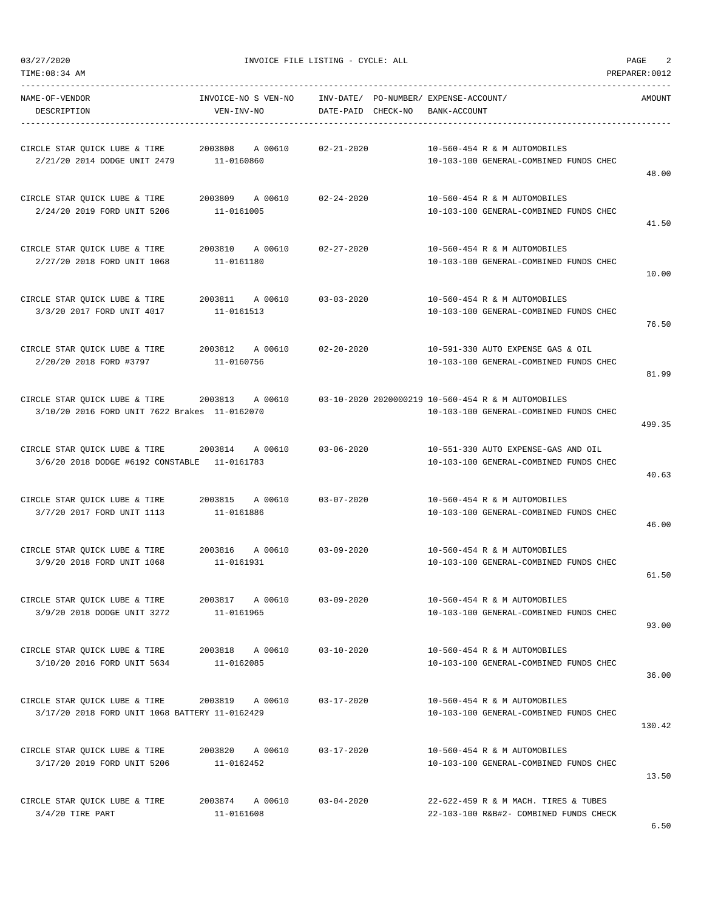INVOICE FILE LISTING - CYCLE: ALL

| NAME-OF-VENDOR / DESCRIPTION | INVOICE-NO S VEN-NO / VEN-INV-NO | INV-DATE/ DATE-PAID | PO-NUMBER/ CHECK-NO | EXPENSE-ACCOUNT/ BANK-ACCOUNT | AMOUNT |
|---|---|---|---|---|---|
| CIRCLE STAR QUICK LUBE & TIRE<br>2/21/20 2014 DODGE UNIT 2479 | 2003808 A 00610<br>11-0160860 | 02-21-2020 | | 10-560-454 R & M AUTOMOBILES<br>10-103-100 GENERAL-COMBINED FUNDS CHEC | 48.00 |
| CIRCLE STAR QUICK LUBE & TIRE<br>2/24/20 2019 FORD UNIT 5206 | 2003809 A 00610<br>11-0161005 | 02-24-2020 | | 10-560-454 R & M AUTOMOBILES<br>10-103-100 GENERAL-COMBINED FUNDS CHEC | 41.50 |
| CIRCLE STAR QUICK LUBE & TIRE<br>2/27/20 2018 FORD UNIT 1068 | 2003810 A 00610<br>11-0161180 | 02-27-2020 | | 10-560-454 R & M AUTOMOBILES<br>10-103-100 GENERAL-COMBINED FUNDS CHEC | 10.00 |
| CIRCLE STAR QUICK LUBE & TIRE<br>3/3/20 2017 FORD UNIT 4017 | 2003811 A 00610<br>11-0161513 | 03-03-2020 | | 10-560-454 R & M AUTOMOBILES<br>10-103-100 GENERAL-COMBINED FUNDS CHEC | 76.50 |
| CIRCLE STAR QUICK LUBE & TIRE<br>2/20/20 2018 FORD #3797 | 2003812 A 00610<br>11-0160756 | 02-20-2020 | | 10-591-330 AUTO EXPENSE GAS & OIL<br>10-103-100 GENERAL-COMBINED FUNDS CHEC | 81.99 |
| CIRCLE STAR QUICK LUBE & TIRE<br>3/10/20 2016 FORD UNIT 7622 Brakes | 2003813 A 00610<br>11-0162070 | 03-10-2020 | 2020000219 | 10-560-454 R & M AUTOMOBILES<br>10-103-100 GENERAL-COMBINED FUNDS CHEC | 499.35 |
| CIRCLE STAR QUICK LUBE & TIRE<br>3/6/20 2018 DODGE #6192 CONSTABLE | 2003814 A 00610<br>11-0161783 | 03-06-2020 | | 10-551-330 AUTO EXPENSE-GAS AND OIL<br>10-103-100 GENERAL-COMBINED FUNDS CHEC | 40.63 |
| CIRCLE STAR QUICK LUBE & TIRE<br>3/7/20 2017 FORD UNIT 1113 | 2003815 A 00610<br>11-0161886 | 03-07-2020 | | 10-560-454 R & M AUTOMOBILES<br>10-103-100 GENERAL-COMBINED FUNDS CHEC | 46.00 |
| CIRCLE STAR QUICK LUBE & TIRE<br>3/9/20 2018 FORD UNIT 1068 | 2003816 A 00610<br>11-0161931 | 03-09-2020 | | 10-560-454 R & M AUTOMOBILES<br>10-103-100 GENERAL-COMBINED FUNDS CHEC | 61.50 |
| CIRCLE STAR QUICK LUBE & TIRE<br>3/9/20 2018 DODGE UNIT 3272 | 2003817 A 00610<br>11-0161965 | 03-09-2020 | | 10-560-454 R & M AUTOMOBILES<br>10-103-100 GENERAL-COMBINED FUNDS CHEC | 93.00 |
| CIRCLE STAR QUICK LUBE & TIRE<br>3/10/20 2016 FORD UNIT 5634 | 2003818 A 00610<br>11-0162085 | 03-10-2020 | | 10-560-454 R & M AUTOMOBILES<br>10-103-100 GENERAL-COMBINED FUNDS CHEC | 36.00 |
| CIRCLE STAR QUICK LUBE & TIRE<br>3/17/20 2018 FORD UNIT 1068 BATTERY | 2003819 A 00610<br>11-0162429 | 03-17-2020 | | 10-560-454 R & M AUTOMOBILES<br>10-103-100 GENERAL-COMBINED FUNDS CHEC | 130.42 |
| CIRCLE STAR QUICK LUBE & TIRE<br>3/17/20 2019 FORD UNIT 5206 | 2003820 A 00610<br>11-0162452 | 03-17-2020 | | 10-560-454 R & M AUTOMOBILES<br>10-103-100 GENERAL-COMBINED FUNDS CHEC | 13.50 |
| CIRCLE STAR QUICK LUBE & TIRE<br>3/4/20 TIRE PART | 2003874 A 00610<br>11-0161608 | 03-04-2020 | | 22-622-459 R & M MACH. TIRES & TUBES<br>22-103-100 R&B#2- COMBINED FUNDS CHECK | 6.50 |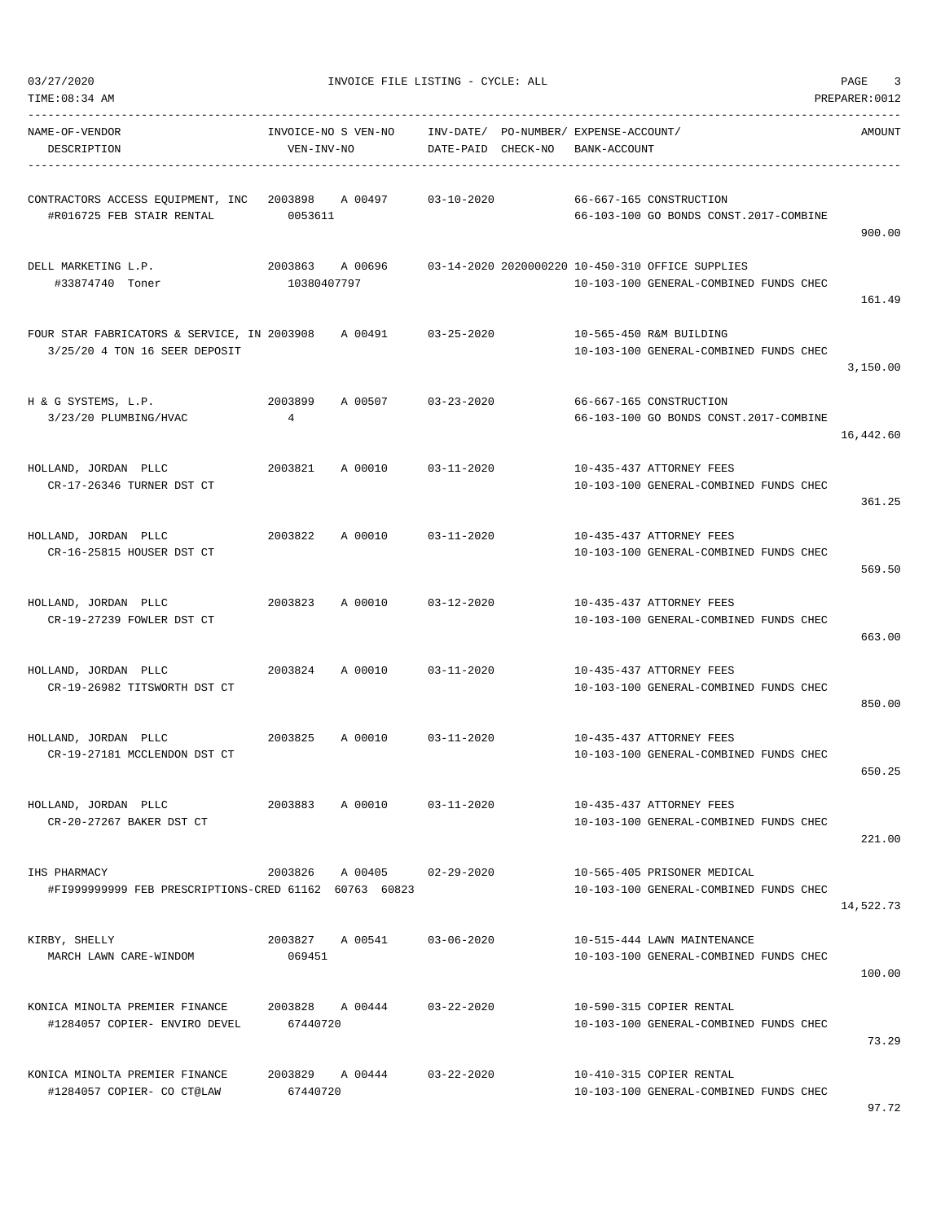03/27/2020 INVOICE FILE LISTING - CYCLE: ALL

TIME:08:34 AM PREPARER:0012

| NAME-OF-VENDOR / DESCRIPTION | INVOICE-NO / VEN-INV-NO | S | VEN-NO | INV-DATE/ DATE-PAID | PO-NUMBER/ CHECK-NO | EXPENSE-ACCOUNT/ BANK-ACCOUNT | AMOUNT |
|---|---|---|---|---|---|---|---|
| CONTRACTORS ACCESS EQUIPMENT, INC<br>#R016725 FEB STAIR RENTAL | 2003898<br>0053611 | A | 00497 | 03-10-2020 | | 66-667-165 CONSTRUCTION<br>66-103-100 GO BONDS CONST.2017-COMBINE | 900.00 |
| DELL MARKETING L.P.<br>#33874740 Toner | 2003863<br>10380407797 | A | 00696 | 03-14-2020 | 2020000220 | 10-450-310 OFFICE SUPPLIES<br>10-103-100 GENERAL-COMBINED FUNDS CHEC | 161.49 |
| FOUR STAR FABRICATORS & SERVICE, IN<br>3/25/20 4 TON 16 SEER DEPOSIT | 2003908 | A | 00491 | 03-25-2020 | | 10-565-450 R&M BUILDING<br>10-103-100 GENERAL-COMBINED FUNDS CHEC | 3,150.00 |
| H & G SYSTEMS, L.P.<br>3/23/20 PLUMBING/HVAC | 2003899<br>4 | A | 00507 | 03-23-2020 | | 66-667-165 CONSTRUCTION<br>66-103-100 GO BONDS CONST.2017-COMBINE | 16,442.60 |
| HOLLAND, JORDAN PLLC<br>CR-17-26346 TURNER DST CT | 2003821 | A | 00010 | 03-11-2020 | | 10-435-437 ATTORNEY FEES<br>10-103-100 GENERAL-COMBINED FUNDS CHEC | 361.25 |
| HOLLAND, JORDAN PLLC<br>CR-16-25815 HOUSER DST CT | 2003822 | A | 00010 | 03-11-2020 | | 10-435-437 ATTORNEY FEES<br>10-103-100 GENERAL-COMBINED FUNDS CHEC | 569.50 |
| HOLLAND, JORDAN PLLC<br>CR-19-27239 FOWLER DST CT | 2003823 | A | 00010 | 03-12-2020 | | 10-435-437 ATTORNEY FEES<br>10-103-100 GENERAL-COMBINED FUNDS CHEC | 663.00 |
| HOLLAND, JORDAN PLLC<br>CR-19-26982 TITSWORTH DST CT | 2003824 | A | 00010 | 03-11-2020 | | 10-435-437 ATTORNEY FEES<br>10-103-100 GENERAL-COMBINED FUNDS CHEC | 850.00 |
| HOLLAND, JORDAN PLLC<br>CR-19-27181 MCCLENDON DST CT | 2003825 | A | 00010 | 03-11-2020 | | 10-435-437 ATTORNEY FEES<br>10-103-100 GENERAL-COMBINED FUNDS CHEC | 650.25 |
| HOLLAND, JORDAN PLLC<br>CR-20-27267 BAKER DST CT | 2003883 | A | 00010 | 03-11-2020 | | 10-435-437 ATTORNEY FEES<br>10-103-100 GENERAL-COMBINED FUNDS CHEC | 221.00 |
| IHS PHARMACY<br>#FI999999999 FEB PRESCRIPTIONS-CRED 61162 60763 60823 | 2003826 | A | 00405 | 02-29-2020 | | 10-565-405 PRISONER MEDICAL<br>10-103-100 GENERAL-COMBINED FUNDS CHEC | 14,522.73 |
| KIRBY, SHELLY<br>MARCH LAWN CARE-WINDOM | 2003827<br>069451 | A | 00541 | 03-06-2020 | | 10-515-444 LAWN MAINTENANCE<br>10-103-100 GENERAL-COMBINED FUNDS CHEC | 100.00 |
| KONICA MINOLTA PREMIER FINANCE<br>#1284057 COPIER- ENVIRO DEVEL | 2003828<br>67440720 | A | 00444 | 03-22-2020 | | 10-590-315 COPIER RENTAL<br>10-103-100 GENERAL-COMBINED FUNDS CHEC | 73.29 |
| KONICA MINOLTA PREMIER FINANCE<br>#1284057 COPIER- CO CT@LAW | 2003829<br>67440720 | A | 00444 | 03-22-2020 | | 10-410-315 COPIER RENTAL<br>10-103-100 GENERAL-COMBINED FUNDS CHEC | 97.72 |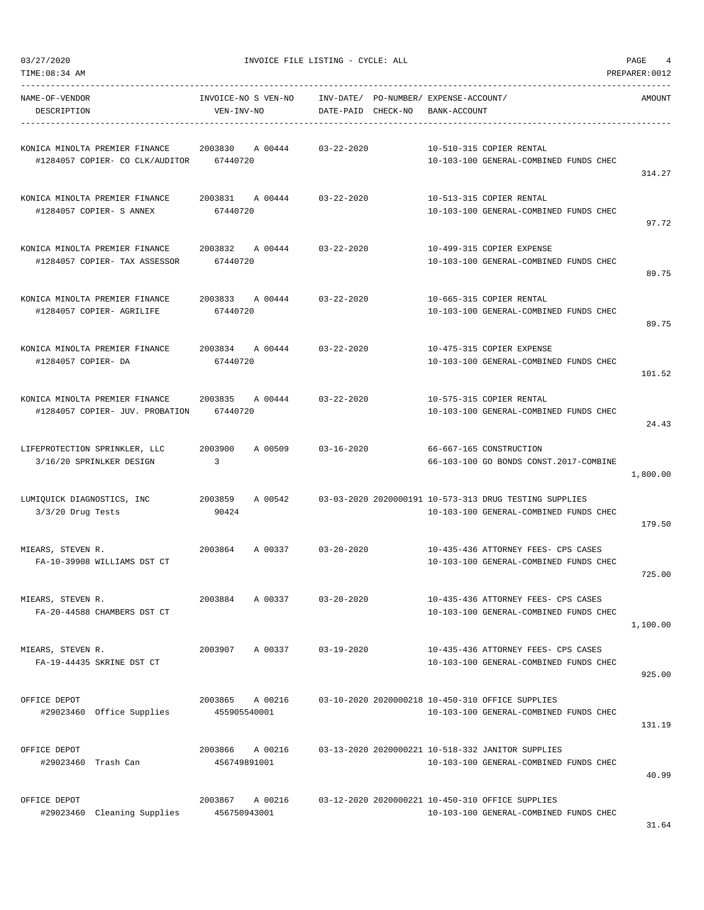03/27/2020 INVOICE FILE LISTING - CYCLE: ALL

TIME:08:34 AM PREPARER:0012

| NAME-OF-VENDOR / DESCRIPTION | INVOICE-NO S VEN-NO / VEN-INV-NO | INV-DATE/ DATE-PAID | PO-NUMBER/ CHECK-NO | EXPENSE-ACCOUNT/ BANK-ACCOUNT | AMOUNT |
|---|---|---|---|---|---|
| KONICA MINOLTA PREMIER FINANCE<br>#1284057 COPIER- CO CLK/AUDITOR | 2003830 A 00444<br>67440720 | 03-22-2020 | | 10-510-315 COPIER RENTAL<br>10-103-100 GENERAL-COMBINED FUNDS CHEC | 314.27 |
| KONICA MINOLTA PREMIER FINANCE<br>#1284057 COPIER- S ANNEX | 2003831 A 00444<br>67440720 | 03-22-2020 | | 10-513-315 COPIER RENTAL<br>10-103-100 GENERAL-COMBINED FUNDS CHEC | 97.72 |
| KONICA MINOLTA PREMIER FINANCE<br>#1284057 COPIER- TAX ASSESSOR | 2003832 A 00444<br>67440720 | 03-22-2020 | | 10-499-315 COPIER EXPENSE<br>10-103-100 GENERAL-COMBINED FUNDS CHEC | 89.75 |
| KONICA MINOLTA PREMIER FINANCE<br>#1284057 COPIER- AGRILIFE | 2003833 A 00444<br>67440720 | 03-22-2020 | | 10-665-315 COPIER RENTAL<br>10-103-100 GENERAL-COMBINED FUNDS CHEC | 89.75 |
| KONICA MINOLTA PREMIER FINANCE<br>#1284057 COPIER- DA | 2003834 A 00444<br>67440720 | 03-22-2020 | | 10-475-315 COPIER EXPENSE<br>10-103-100 GENERAL-COMBINED FUNDS CHEC | 101.52 |
| KONICA MINOLTA PREMIER FINANCE<br>#1284057 COPIER- JUV. PROBATION | 2003835 A 00444<br>67440720 | 03-22-2020 | | 10-575-315 COPIER RENTAL<br>10-103-100 GENERAL-COMBINED FUNDS CHEC | 24.43 |
| LIFEPROTECTION SPRINKLER, LLC<br>3/16/20 SPRINLKER DESIGN | 2003900 A 00509<br>3 | 03-16-2020 | | 66-667-165 CONSTRUCTION<br>66-103-100 GO BONDS CONST.2017-COMBINE | 1,800.00 |
| LUMIQUICK DIAGNOSTICS, INC<br>3/3/20 Drug Tests | 2003859 A 00542<br>90424 | 03-03-2020 | 2020000191 | 10-573-313 DRUG TESTING SUPPLIES<br>10-103-100 GENERAL-COMBINED FUNDS CHEC | 179.50 |
| MIEARS, STEVEN R.<br>FA-10-39908 WILLIAMS DST CT | 2003864 A 00337 | 03-20-2020 | | 10-435-436 ATTORNEY FEES- CPS CASES<br>10-103-100 GENERAL-COMBINED FUNDS CHEC | 725.00 |
| MIEARS, STEVEN R.<br>FA-20-44588 CHAMBERS DST CT | 2003884 A 00337 | 03-20-2020 | | 10-435-436 ATTORNEY FEES- CPS CASES<br>10-103-100 GENERAL-COMBINED FUNDS CHEC | 1,100.00 |
| MIEARS, STEVEN R.<br>FA-19-44435 SKRINE DST CT | 2003907 A 00337 | 03-19-2020 | | 10-435-436 ATTORNEY FEES- CPS CASES<br>10-103-100 GENERAL-COMBINED FUNDS CHEC | 925.00 |
| OFFICE DEPOT<br>#29023460 Office Supplies | 2003865 A 00216<br>455905540001 | 03-10-2020 | 2020000218 | 10-450-310 OFFICE SUPPLIES<br>10-103-100 GENERAL-COMBINED FUNDS CHEC | 131.19 |
| OFFICE DEPOT<br>#29023460 Trash Can | 2003866 A 00216<br>456749891001 | 03-13-2020 | 2020000221 | 10-518-332 JANITOR SUPPLIES<br>10-103-100 GENERAL-COMBINED FUNDS CHEC | 40.99 |
| OFFICE DEPOT<br>#29023460 Cleaning Supplies | 2003867 A 00216<br>456750943001 | 03-12-2020 | 2020000221 | 10-450-310 OFFICE SUPPLIES<br>10-103-100 GENERAL-COMBINED FUNDS CHEC | 31.64 |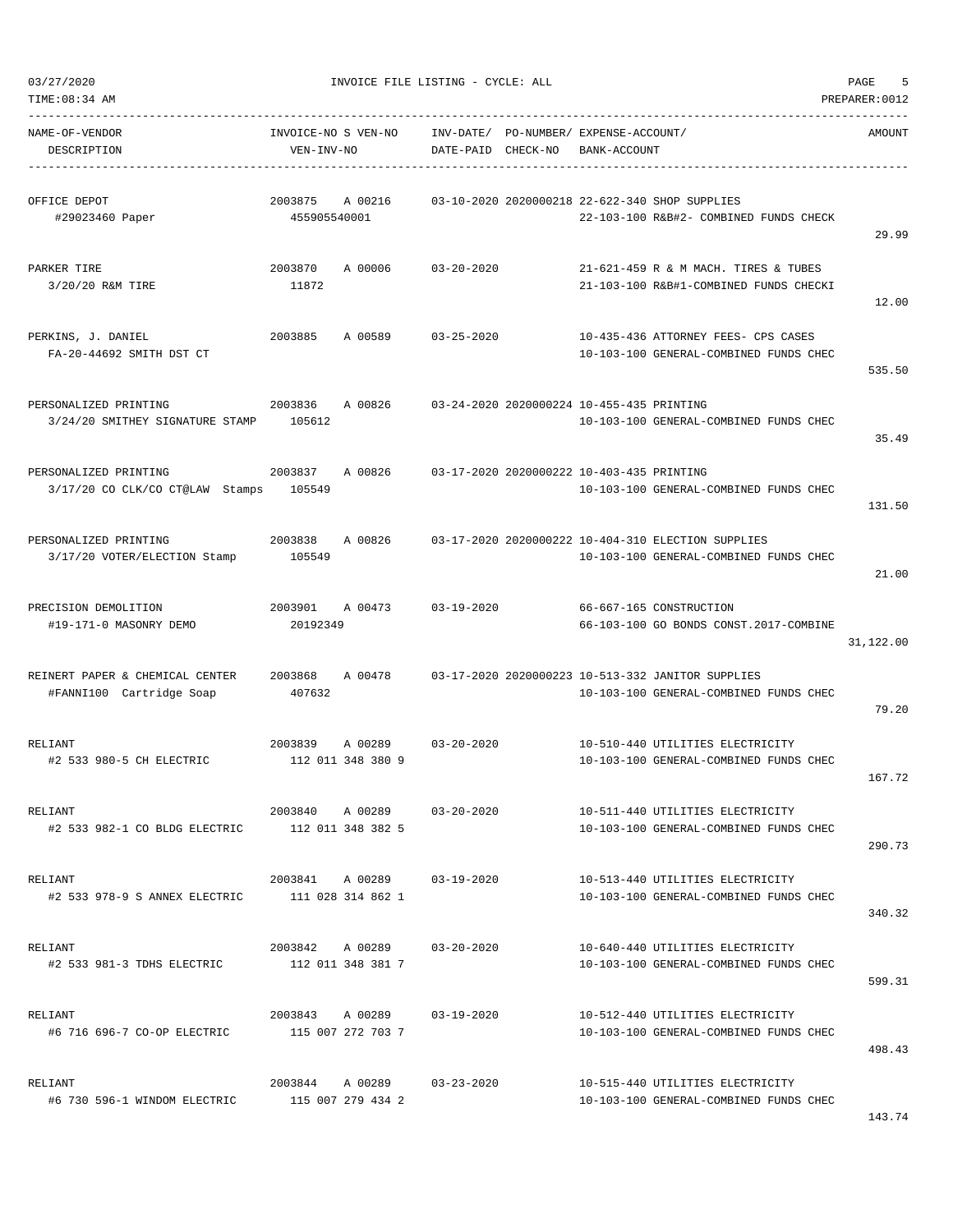03/27/2020 INVOICE FILE LISTING - CYCLE: ALL

TIME:08:34 AM PREPARER:0012

| NAME-OF-VENDOR / DESCRIPTION | INVOICE-NO S VEN-NO / VEN-INV-NO | INV-DATE/ DATE-PAID | PO-NUMBER/ CHECK-NO | EXPENSE-ACCOUNT/ BANK-ACCOUNT | AMOUNT |
|---|---|---|---|---|---|
| OFFICE DEPOT<br>#29023460 Paper | 2003875 A 00216<br>455905540001 | 03-10-2020 | 2020000218 | 22-622-340 SHOP SUPPLIES<br>22-103-100 R&B#2- COMBINED FUNDS CHECK | 29.99 |
| PARKER TIRE<br>3/20/20 R&M TIRE | 2003870 A 00006<br>11872 | 03-20-2020 | | 21-621-459 R & M MACH. TIRES & TUBES<br>21-103-100 R&B#1-COMBINED FUNDS CHECKI | 12.00 |
| PERKINS, J. DANIEL<br>FA-20-44692 SMITH DST CT | 2003885 A 00589 | 03-25-2020 | | 10-435-436 ATTORNEY FEES- CPS CASES<br>10-103-100 GENERAL-COMBINED FUNDS CHEC | 535.50 |
| PERSONALIZED PRINTING<br>3/24/20 SMITHEY SIGNATURE STAMP | 2003836 A 00826<br>105612 | 03-24-2020 | 2020000224 | 10-455-435 PRINTING<br>10-103-100 GENERAL-COMBINED FUNDS CHEC | 35.49 |
| PERSONALIZED PRINTING<br>3/17/20 CO CLK/CO CT@LAW Stamps | 2003837 A 00826<br>105549 | 03-17-2020 | 2020000222 | 10-403-435 PRINTING<br>10-103-100 GENERAL-COMBINED FUNDS CHEC | 131.50 |
| PERSONALIZED PRINTING<br>3/17/20 VOTER/ELECTION Stamp | 2003838 A 00826<br>105549 | 03-17-2020 | 2020000222 | 10-404-310 ELECTION SUPPLIES<br>10-103-100 GENERAL-COMBINED FUNDS CHEC | 21.00 |
| PRECISION DEMOLITION<br>#19-171-0 MASONRY DEMO | 2003901 A 00473<br>20192349 | 03-19-2020 | | 66-667-165 CONSTRUCTION<br>66-103-100 GO BONDS CONST.2017-COMBINE | 31,122.00 |
| REINERT PAPER & CHEMICAL CENTER<br>#FANNI100 Cartridge Soap | 2003868 A 00478<br>407632 | 03-17-2020 | 2020000223 | 10-513-332 JANITOR SUPPLIES<br>10-103-100 GENERAL-COMBINED FUNDS CHEC | 79.20 |
| RELIANT<br>#2 533 980-5 CH ELECTRIC | 2003839 A 00289<br>112 011 348 380 9 | 03-20-2020 | | 10-510-440 UTILITIES ELECTRICITY<br>10-103-100 GENERAL-COMBINED FUNDS CHEC | 167.72 |
| RELIANT<br>#2 533 982-1 CO BLDG ELECTRIC | 2003840 A 00289<br>112 011 348 382 5 | 03-20-2020 | | 10-511-440 UTILITIES ELECTRICITY<br>10-103-100 GENERAL-COMBINED FUNDS CHEC | 290.73 |
| RELIANT<br>#2 533 978-9 S ANNEX ELECTRIC | 2003841 A 00289<br>111 028 314 862 1 | 03-19-2020 | | 10-513-440 UTILITIES ELECTRICITY<br>10-103-100 GENERAL-COMBINED FUNDS CHEC | 340.32 |
| RELIANT<br>#2 533 981-3 TDHS ELECTRIC | 2003842 A 00289<br>112 011 348 381 7 | 03-20-2020 | | 10-640-440 UTILITIES ELECTRICITY<br>10-103-100 GENERAL-COMBINED FUNDS CHEC | 599.31 |
| RELIANT<br>#6 716 696-7 CO-OP ELECTRIC | 2003843 A 00289<br>115 007 272 703 7 | 03-19-2020 | | 10-512-440 UTILITIES ELECTRICITY<br>10-103-100 GENERAL-COMBINED FUNDS CHEC | 498.43 |
| RELIANT<br>#6 730 596-1 WINDOM ELECTRIC | 2003844 A 00289<br>115 007 279 434 2 | 03-23-2020 | | 10-515-440 UTILITIES ELECTRICITY<br>10-103-100 GENERAL-COMBINED FUNDS CHEC | 143.74 |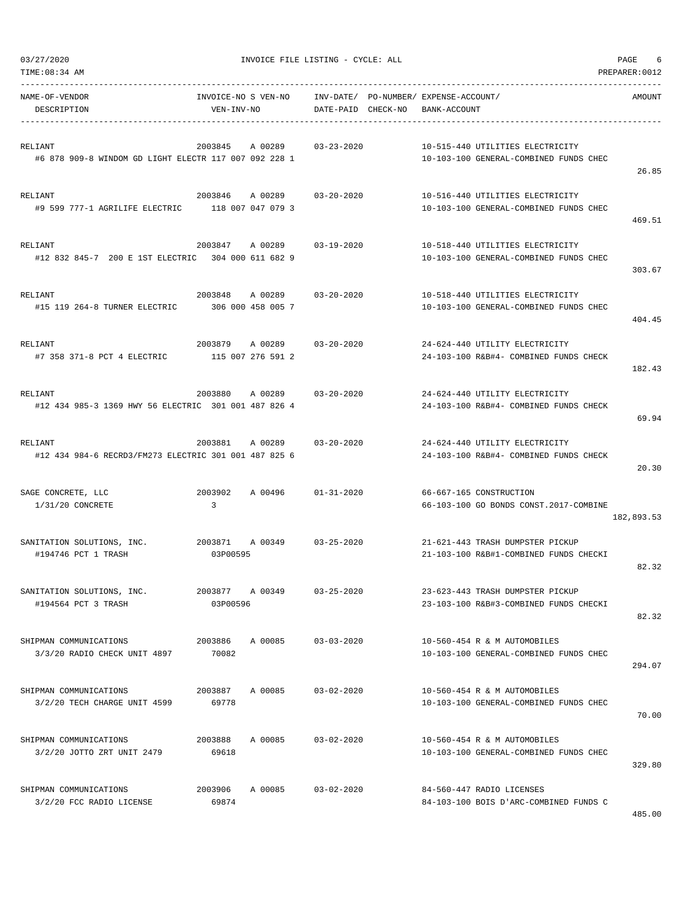03/27/2020 INVOICE FILE LISTING - CYCLE: ALL

TIME:08:34 AM PREPARER:0012

| NAME-OF-VENDOR / DESCRIPTION | INVOICE-NO S VEN-NO / VEN-INV-NO | INV-DATE/ DATE-PAID | PO-NUMBER/ CHECK-NO | EXPENSE-ACCOUNT/ BANK-ACCOUNT | AMOUNT |
|---|---|---|---|---|---|
| RELIANT<br>#6 878 909-8 WINDOM GD LIGHT ELECTR | 2003845 A 00289<br>117 007 092 228 1 | 03-23-2020 | | 10-515-440 UTILITIES ELECTRICITY<br>10-103-100 GENERAL-COMBINED FUNDS CHEC | 26.85 |
| RELIANT<br>#9 599 777-1 AGRILIFE ELECTRIC | 2003846 A 00289<br>118 007 047 079 3 | 03-20-2020 | | 10-516-440 UTILITIES ELECTRICITY<br>10-103-100 GENERAL-COMBINED FUNDS CHEC | 469.51 |
| RELIANT<br>#12 832 845-7 200 E 1ST ELECTRIC | 2003847 A 00289<br>304 000 611 682 9 | 03-19-2020 | | 10-518-440 UTILITIES ELECTRICITY<br>10-103-100 GENERAL-COMBINED FUNDS CHEC | 303.67 |
| RELIANT<br>#15 119 264-8 TURNER ELECTRIC | 2003848 A 00289<br>306 000 458 005 7 | 03-20-2020 | | 10-518-440 UTILITIES ELECTRICITY<br>10-103-100 GENERAL-COMBINED FUNDS CHEC | 404.45 |
| RELIANT<br>#7 358 371-8 PCT 4 ELECTRIC | 2003879 A 00289<br>115 007 276 591 2 | 03-20-2020 | | 24-624-440 UTILITY ELECTRICITY<br>24-103-100 R&B#4- COMBINED FUNDS CHECK | 182.43 |
| RELIANT<br>#12 434 985-3 1369 HWY 56 ELECTRIC | 2003880 A 00289<br>301 001 487 826 4 | 03-20-2020 | | 24-624-440 UTILITY ELECTRICITY<br>24-103-100 R&B#4- COMBINED FUNDS CHECK | 69.94 |
| RELIANT<br>#12 434 984-6 RECRD3/FM273 ELECTRIC | 2003881 A 00289<br>301 001 487 825 6 | 03-20-2020 | | 24-624-440 UTILITY ELECTRICITY<br>24-103-100 R&B#4- COMBINED FUNDS CHECK | 20.30 |
| SAGE CONCRETE, LLC<br>1/31/20 CONCRETE | 2003902 A 00496<br>3 | 01-31-2020 | | 66-667-165 CONSTRUCTION<br>66-103-100 GO BONDS CONST.2017-COMBINE | 182,893.53 |
| SANITATION SOLUTIONS, INC.<br>#194746 PCT 1 TRASH | 2003871 A 00349<br>03P00595 | 03-25-2020 | | 21-621-443 TRASH DUMPSTER PICKUP<br>21-103-100 R&B#1-COMBINED FUNDS CHECKI | 82.32 |
| SANITATION SOLUTIONS, INC.<br>#194564 PCT 3 TRASH | 2003877 A 00349<br>03P00596 | 03-25-2020 | | 23-623-443 TRASH DUMPSTER PICKUP<br>23-103-100 R&B#3-COMBINED FUNDS CHECKI | 82.32 |
| SHIPMAN COMMUNICATIONS<br>3/3/20 RADIO CHECK UNIT 4897 | 2003886 A 00085<br>70082 | 03-03-2020 | | 10-560-454 R & M AUTOMOBILES<br>10-103-100 GENERAL-COMBINED FUNDS CHEC | 294.07 |
| SHIPMAN COMMUNICATIONS<br>3/2/20 TECH CHARGE UNIT 4599 | 2003887 A 00085<br>69778 | 03-02-2020 | | 10-560-454 R & M AUTOMOBILES<br>10-103-100 GENERAL-COMBINED FUNDS CHEC | 70.00 |
| SHIPMAN COMMUNICATIONS<br>3/2/20 JOTTO ZRT UNIT 2479 | 2003888 A 00085<br>69618 | 03-02-2020 | | 10-560-454 R & M AUTOMOBILES<br>10-103-100 GENERAL-COMBINED FUNDS CHEC | 329.80 |
| SHIPMAN COMMUNICATIONS<br>3/2/20 FCC RADIO LICENSE | 2003906 A 00085<br>69874 | 03-02-2020 | | 84-560-447 RADIO LICENSES<br>84-103-100 BOIS D'ARC-COMBINED FUNDS C | 485.00 |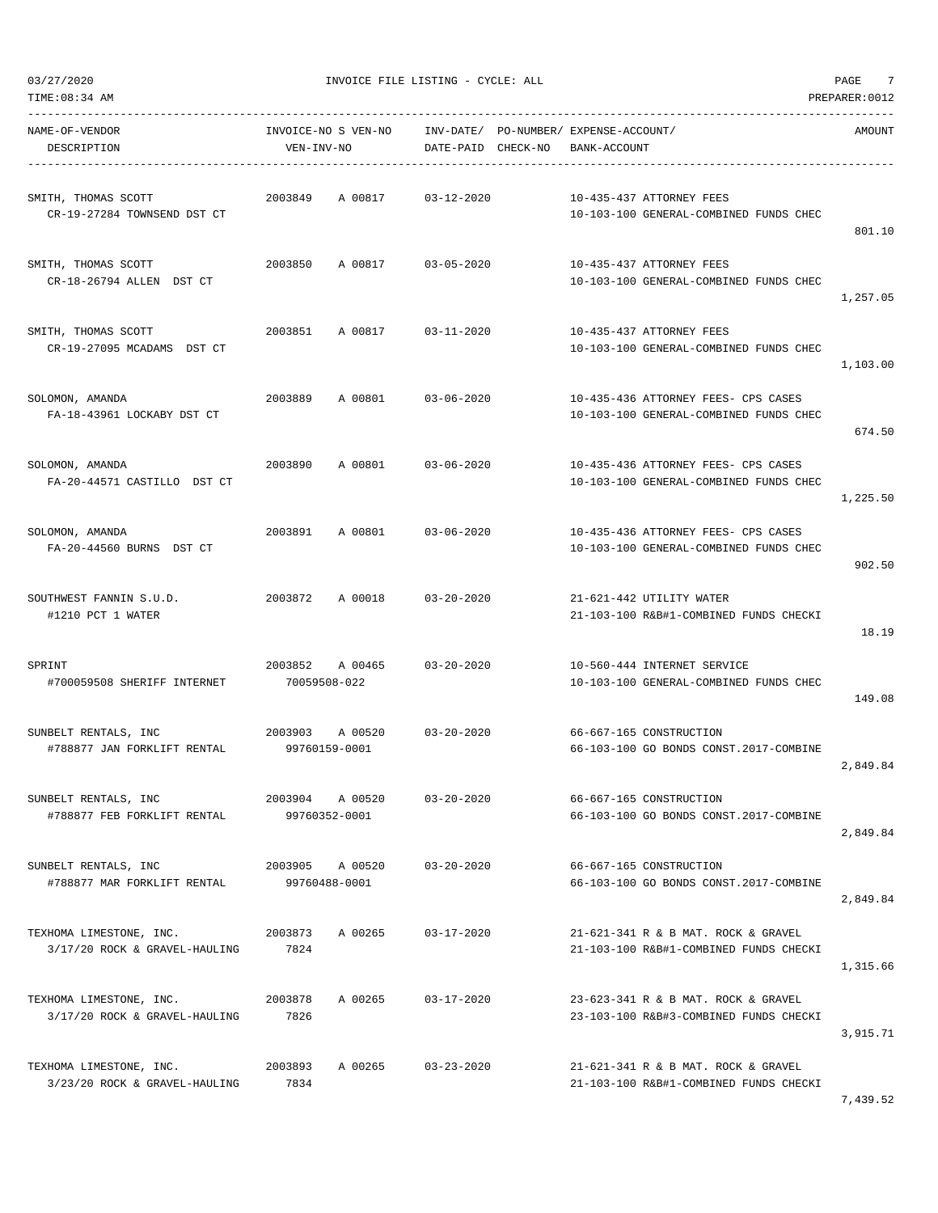03/27/2020 INVOICE FILE LISTING - CYCLE: ALL

TIME:08:34 AM PREPARER:0012

| NAME-OF-VENDOR / DESCRIPTION | INVOICE-NO | S | VEN-NO / VEN-INV-NO | INV-DATE/ DATE-PAID | PO-NUMBER/ CHECK-NO | EXPENSE-ACCOUNT/ BANK-ACCOUNT | AMOUNT |
|---|---|---|---|---|---|---|---|
| SMITH, THOMAS SCOTT<br>CR-19-27284 TOWNSEND DST CT | 2003849 | A | 00817 | 03-12-2020 | | 10-435-437 ATTORNEY FEES<br>10-103-100 GENERAL-COMBINED FUNDS CHEC | 801.10 |
| SMITH, THOMAS SCOTT<br>CR-18-26794 ALLEN DST CT | 2003850 | A | 00817 | 03-05-2020 | | 10-435-437 ATTORNEY FEES<br>10-103-100 GENERAL-COMBINED FUNDS CHEC | 1,257.05 |
| SMITH, THOMAS SCOTT<br>CR-19-27095 MCADAMS DST CT | 2003851 | A | 00817 | 03-11-2020 | | 10-435-437 ATTORNEY FEES<br>10-103-100 GENERAL-COMBINED FUNDS CHEC | 1,103.00 |
| SOLOMON, AMANDA<br>FA-18-43961 LOCKABY DST CT | 2003889 | A | 00801 | 03-06-2020 | | 10-435-436 ATTORNEY FEES- CPS CASES<br>10-103-100 GENERAL-COMBINED FUNDS CHEC | 674.50 |
| SOLOMON, AMANDA<br>FA-20-44571 CASTILLO DST CT | 2003890 | A | 00801 | 03-06-2020 | | 10-435-436 ATTORNEY FEES- CPS CASES<br>10-103-100 GENERAL-COMBINED FUNDS CHEC | 1,225.50 |
| SOLOMON, AMANDA<br>FA-20-44560 BURNS DST CT | 2003891 | A | 00801 | 03-06-2020 | | 10-435-436 ATTORNEY FEES- CPS CASES<br>10-103-100 GENERAL-COMBINED FUNDS CHEC | 902.50 |
| SOUTHWEST FANNIN S.U.D.<br>#1210 PCT 1 WATER | 2003872 | A | 00018 | 03-20-2020 | | 21-621-442 UTILITY WATER<br>21-103-100 R&B#1-COMBINED FUNDS CHECKI | 18.19 |
| SPRINT<br>#700059508 SHERIFF INTERNET | 2003852 | A | 00465<br>70059508-022 | 03-20-2020 | | 10-560-444 INTERNET SERVICE<br>10-103-100 GENERAL-COMBINED FUNDS CHEC | 149.08 |
| SUNBELT RENTALS, INC<br>#788877 JAN FORKLIFT RENTAL | 2003903 | A | 00520<br>99760159-0001 | 03-20-2020 | | 66-667-165 CONSTRUCTION<br>66-103-100 GO BONDS CONST.2017-COMBINE | 2,849.84 |
| SUNBELT RENTALS, INC<br>#788877 FEB FORKLIFT RENTAL | 2003904 | A | 00520<br>99760352-0001 | 03-20-2020 | | 66-667-165 CONSTRUCTION<br>66-103-100 GO BONDS CONST.2017-COMBINE | 2,849.84 |
| SUNBELT RENTALS, INC<br>#788877 MAR FORKLIFT RENTAL | 2003905 | A | 00520<br>99760488-0001 | 03-20-2020 | | 66-667-165 CONSTRUCTION<br>66-103-100 GO BONDS CONST.2017-COMBINE | 2,849.84 |
| TEXHOMA LIMESTONE, INC.<br>3/17/20 ROCK & GRAVEL-HAULING | 2003873 | A | 00265<br>7824 | 03-17-2020 | | 21-621-341 R & B MAT. ROCK & GRAVEL<br>21-103-100 R&B#1-COMBINED FUNDS CHECKI | 1,315.66 |
| TEXHOMA LIMESTONE, INC.<br>3/17/20 ROCK & GRAVEL-HAULING | 2003878 | A | 00265<br>7826 | 03-17-2020 | | 23-623-341 R & B MAT. ROCK & GRAVEL<br>23-103-100 R&B#3-COMBINED FUNDS CHECKI | 3,915.71 |
| TEXHOMA LIMESTONE, INC.<br>3/23/20 ROCK & GRAVEL-HAULING | 2003893 | A | 00265<br>7834 | 03-23-2020 | | 21-621-341 R & B MAT. ROCK & GRAVEL<br>21-103-100 R&B#1-COMBINED FUNDS CHECKI | 7,439.52 |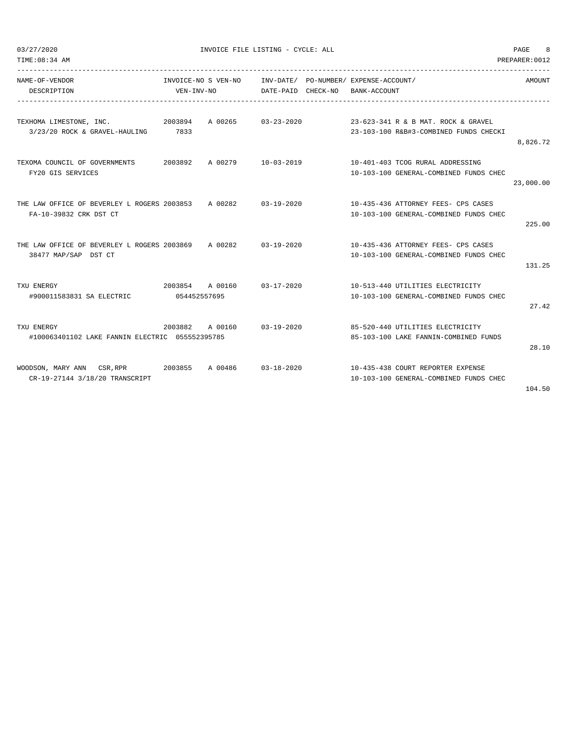INVOICE FILE LISTING - CYCLE: ALL

| NAME-OF-VENDOR / DESCRIPTION | INVOICE-NO / VEN-INV-NO | S | VEN-NO | INV-DATE/ DATE-PAID | PO-NUMBER/ CHECK-NO | EXPENSE-ACCOUNT/ BANK-ACCOUNT | AMOUNT |
|---|---|---|---|---|---|---|---|
| TEXHOMA LIMESTONE, INC. | 2003894 | A | 00265 | 03-23-2020 | | 23-623-341 R & B MAT. ROCK & GRAVEL | |
| 3/23/20 ROCK & GRAVEL-HAULING | 7833 | | | | | 23-103-100 R&B#3-COMBINED FUNDS CHECKI | 8,826.72 |
| TEXOMA COUNCIL OF GOVERNMENTS | 2003892 | A | 00279 | 10-03-2019 | | 10-401-403 TCOG RURAL ADDRESSING | |
| FY20 GIS SERVICES | | | | | | 10-103-100 GENERAL-COMBINED FUNDS CHEC | 23,000.00 |
| THE LAW OFFICE OF BEVERLEY L ROGERS | 2003853 | A | 00282 | 03-19-2020 | | 10-435-436 ATTORNEY FEES- CPS CASES | |
| FA-10-39832 CRK DST CT | | | | | | 10-103-100 GENERAL-COMBINED FUNDS CHEC | 225.00 |
| THE LAW OFFICE OF BEVERLEY L ROGERS | 2003869 | A | 00282 | 03-19-2020 | | 10-435-436 ATTORNEY FEES- CPS CASES | |
| 38477 MAP/SAP DST CT | | | | | | 10-103-100 GENERAL-COMBINED FUNDS CHEC | 131.25 |
| TXU ENERGY | 2003854 | A | 00160 | 03-17-2020 | | 10-513-440 UTILITIES ELECTRICITY | |
| #900011583831 SA ELECTRIC | 054452557695 | | | | | 10-103-100 GENERAL-COMBINED FUNDS CHEC | 27.42 |
| TXU ENERGY | 2003882 | A | 00160 | 03-19-2020 | | 85-520-440 UTILITIES ELECTRICITY | |
| #100063401102 LAKE FANNIN ELECTRIC | 055552395785 | | | | | 85-103-100 LAKE FANNIN-COMBINED FUNDS | 28.10 |
| WOODSON, MARY ANN CSR,RPR | 2003855 | A | 00486 | 03-18-2020 | | 10-435-438 COURT REPORTER EXPENSE | |
| CR-19-27144 3/18/20 TRANSCRIPT | | | | | | 10-103-100 GENERAL-COMBINED FUNDS CHEC | 104.50 |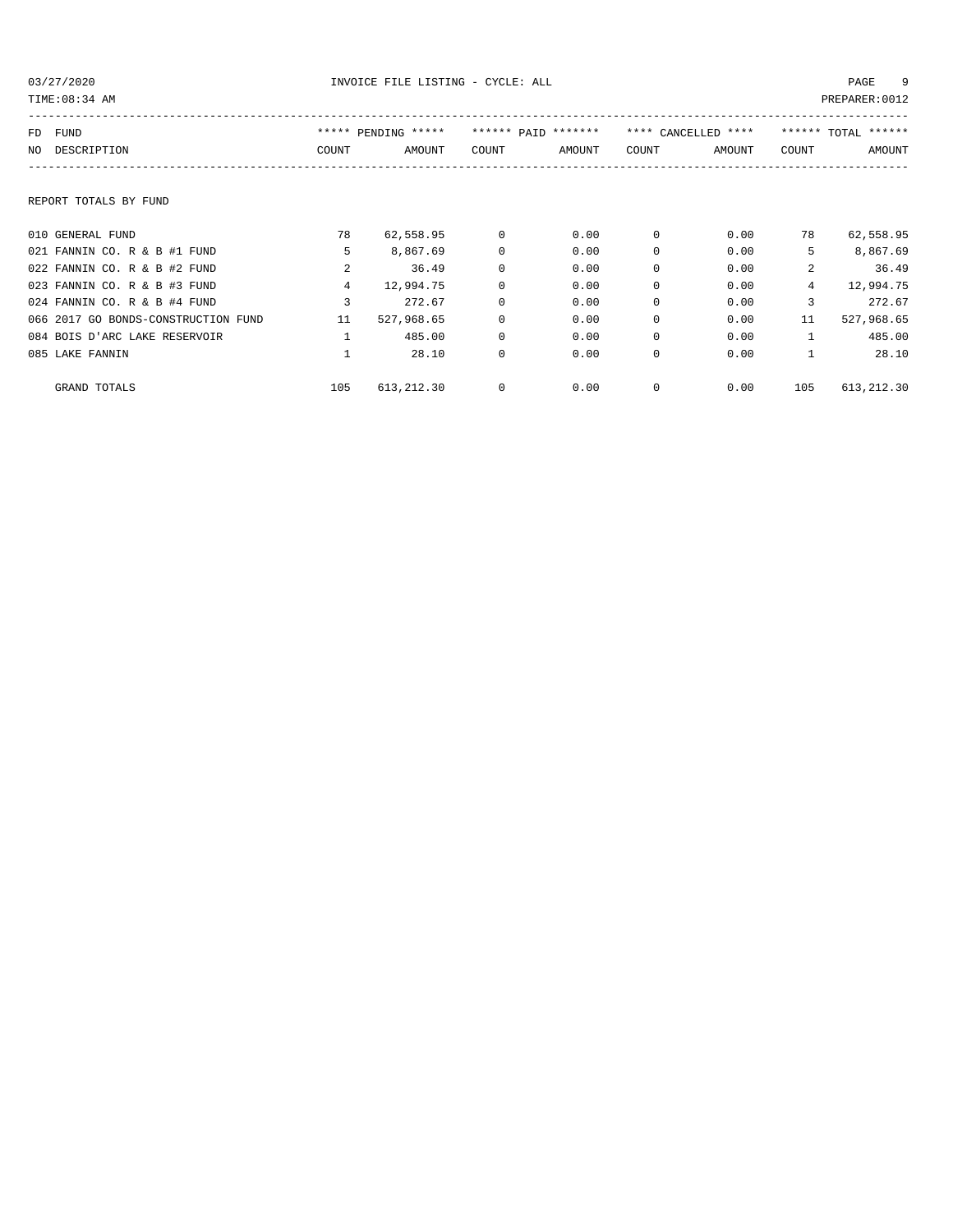03/27/2020 INVOICE FILE LISTING - CYCLE: ALL

TIME:08:34 AM PREPARER:0012

| FD NO | FUND DESCRIPTION | ***** PENDING ***** COUNT | AMOUNT | ****** PAID ******* COUNT | AMOUNT | **** CANCELLED **** COUNT | AMOUNT | ****** TOTAL ****** COUNT | AMOUNT |
|---|---|---|---|---|---|---|---|---|---|
| | REPORT TOTALS BY FUND | | | | | | | | |
| 010 | GENERAL FUND | 78 | 62,558.95 | 0 | 0.00 | 0 | 0.00 | 78 | 62,558.95 |
| 021 | FANNIN CO. R & B #1 FUND | 5 | 8,867.69 | 0 | 0.00 | 0 | 0.00 | 5 | 8,867.69 |
| 022 | FANNIN CO. R & B #2 FUND | 2 | 36.49 | 0 | 0.00 | 0 | 0.00 | 2 | 36.49 |
| 023 | FANNIN CO. R & B #3 FUND | 4 | 12,994.75 | 0 | 0.00 | 0 | 0.00 | 4 | 12,994.75 |
| 024 | FANNIN CO. R & B #4 FUND | 3 | 272.67 | 0 | 0.00 | 0 | 0.00 | 3 | 272.67 |
| 066 | 2017 GO BONDS-CONSTRUCTION FUND | 11 | 527,968.65 | 0 | 0.00 | 0 | 0.00 | 11 | 527,968.65 |
| 084 | BOIS D'ARC LAKE RESERVOIR | 1 | 485.00 | 0 | 0.00 | 0 | 0.00 | 1 | 485.00 |
| 085 | LAKE FANNIN | 1 | 28.10 | 0 | 0.00 | 0 | 0.00 | 1 | 28.10 |
| | GRAND TOTALS | 105 | 613,212.30 | 0 | 0.00 | 0 | 0.00 | 105 | 613,212.30 |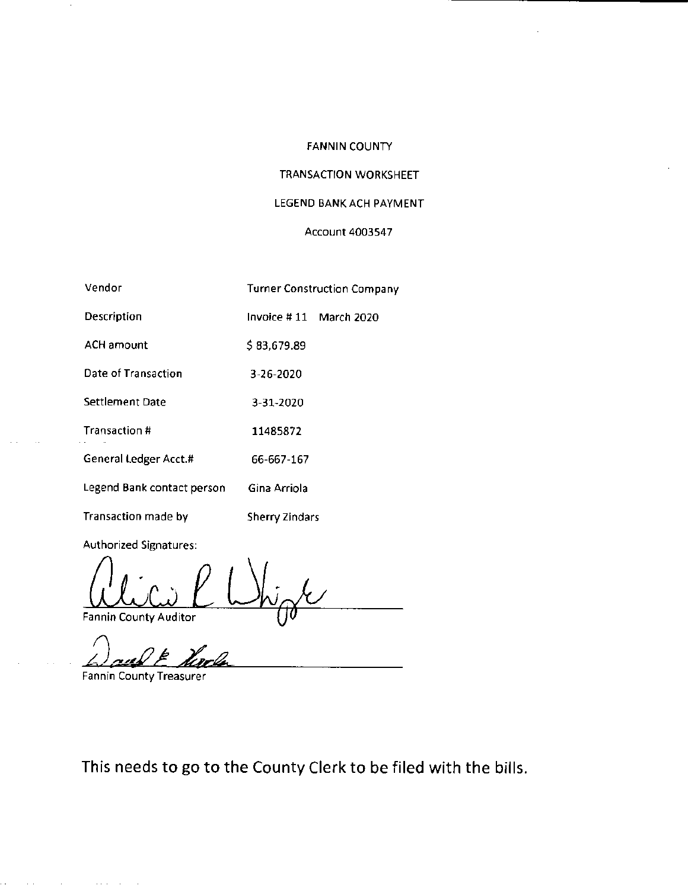FANNIN COUNTY

TRANSACTION WORKSHEET

LEGEND BANK ACH PAYMENT

Account 4003547

| | |
|---|---|
| Vendor | Turner Construction Company |
| Description | Invoice # 11 March 2020 |
| ACH amount | $ 83,679.89 |
| Date of Transaction | 3-26-2020 |
| Settlement Date | 3-31-2020 |
| Transaction # | 11485872 |
| General Ledger Acct.# | 66-667-167 |
| Legend Bank contact person | Gina Arriola |
| Transaction made by | Sherry Zindars |

Authorized Signatures:

Fannin County Auditor

Fannin County Treasurer

This needs to go to the County Clerk to be filed with the bills.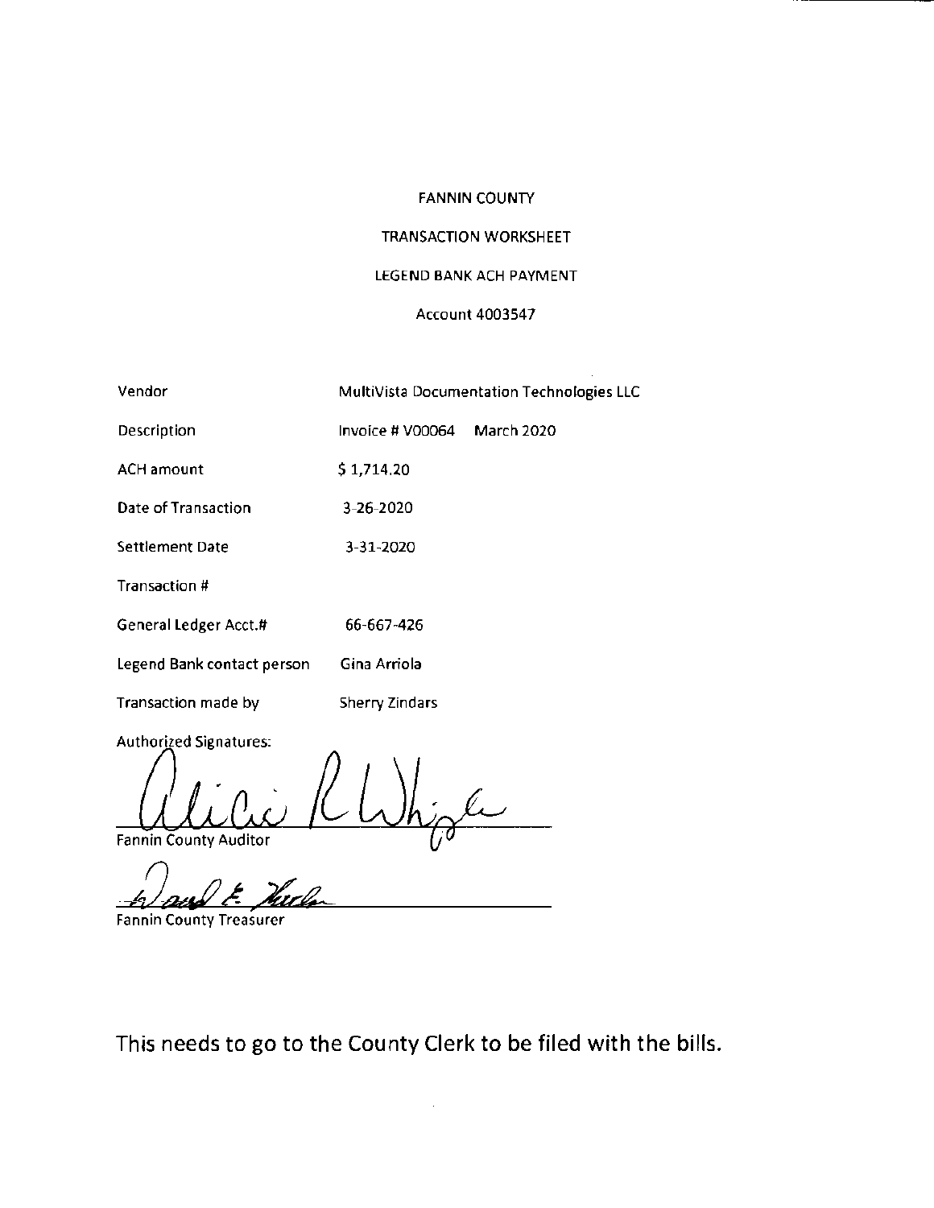FANNIN COUNTY

TRANSACTION WORKSHEET

LEGEND BANK ACH PAYMENT

Account 4003547

| | |
|---|---|
| Vendor | MultiVista Documentation Technologies LLC |
| Description | Invoice # V00064 March 2020 |
| ACH amount | $ 1,714.20 |
| Date of Transaction | 3-26-2020 |
| Settlement Date | 3-31-2020 |
| Transaction # | |
| General Ledger Acct.# | 66-667-426 |
| Legend Bank contact person | Gina Arriola |
| Transaction made by | Sherry Zindars |

Authorized Signatures:

Alicia R Whigle

Fannin County Auditor

David E. Hurla

Fannin County Treasurer

This needs to go to the County Clerk to be filed with the bills.